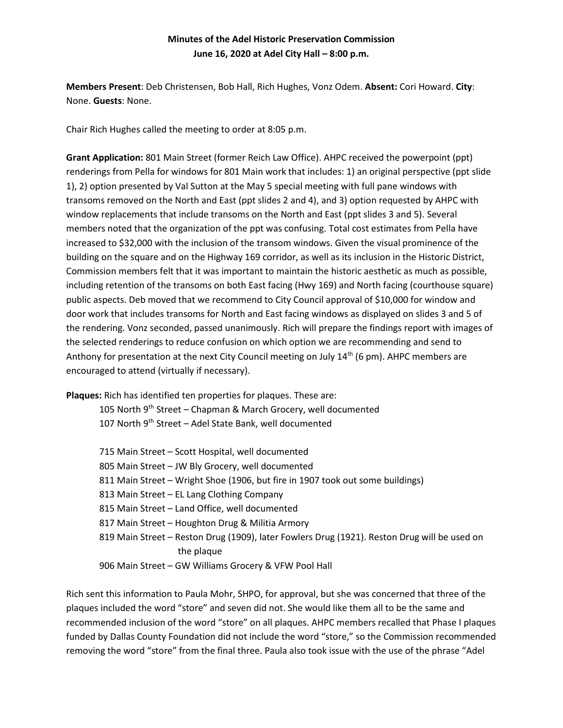**Minutes of the Adel Historic Preservation Commission**
**June 16, 2020 at Adel City Hall – 8:00 p.m.**

**Members Present**: Deb Christensen, Bob Hall, Rich Hughes, Vonz Odem. **Absent:** Cori Howard. **City**: None. **Guests**: None.

Chair Rich Hughes called the meeting to order at 8:05 p.m.

**Grant Application:** 801 Main Street (former Reich Law Office). AHPC received the powerpoint (ppt) renderings from Pella for windows for 801 Main work that includes: 1) an original perspective (ppt slide 1), 2) option presented by Val Sutton at the May 5 special meeting with full pane windows with transoms removed on the North and East (ppt slides 2 and 4), and 3) option requested by AHPC with window replacements that include transoms on the North and East (ppt slides 3 and 5). Several members noted that the organization of the ppt was confusing. Total cost estimates from Pella have increased to $32,000 with the inclusion of the transom windows. Given the visual prominence of the building on the square and on the Highway 169 corridor, as well as its inclusion in the Historic District, Commission members felt that it was important to maintain the historic aesthetic as much as possible, including retention of the transoms on both East facing (Hwy 169) and North facing (courthouse square) public aspects. Deb moved that we recommend to City Council approval of $10,000 for window and door work that includes transoms for North and East facing windows as displayed on slides 3 and 5 of the rendering. Vonz seconded, passed unanimously. Rich will prepare the findings report with images of the selected renderings to reduce confusion on which option we are recommending and send to Anthony for presentation at the next City Council meeting on July 14th (6 pm). AHPC members are encouraged to attend (virtually if necessary).

**Plaques:** Rich has identified ten properties for plaques. These are:

105 North 9th Street – Chapman & March Grocery, well documented
107 North 9th Street – Adel State Bank, well documented

715 Main Street – Scott Hospital, well documented
805 Main Street – JW Bly Grocery, well documented
811 Main Street – Wright Shoe (1906, but fire in 1907 took out some buildings)
813 Main Street – EL Lang Clothing Company
815 Main Street – Land Office, well documented
817 Main Street – Houghton Drug & Militia Armory
819 Main Street – Reston Drug (1909), later Fowlers Drug (1921). Reston Drug will be used on the plaque
906 Main Street – GW Williams Grocery & VFW Pool Hall

Rich sent this information to Paula Mohr, SHPO, for approval, but she was concerned that three of the plaques included the word "store" and seven did not. She would like them all to be the same and recommended inclusion of the word "store" on all plaques. AHPC members recalled that Phase I plaques funded by Dallas County Foundation did not include the word "store," so the Commission recommended removing the word "store" from the final three. Paula also took issue with the use of the phrase "Adel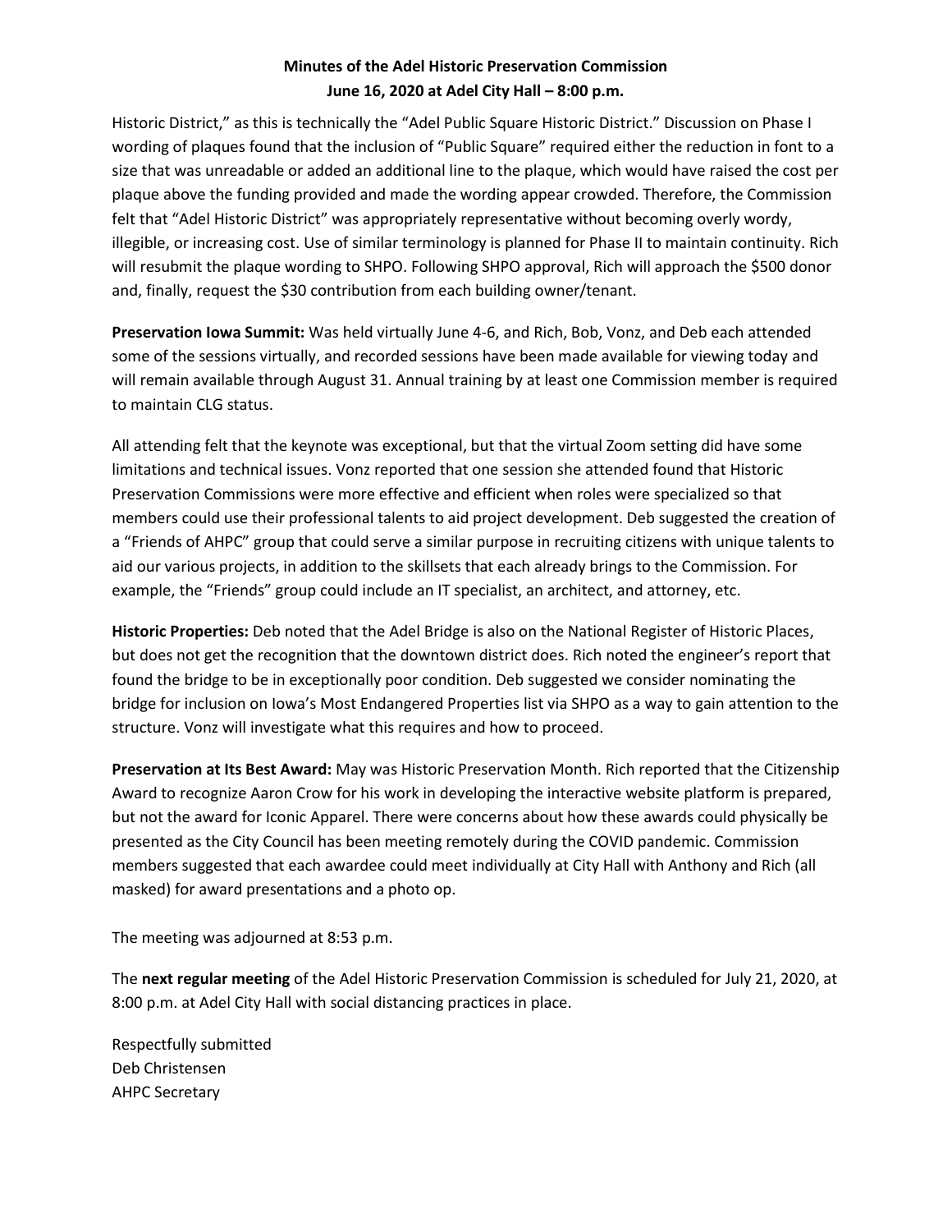Historic District," as this is technically the "Adel Public Square Historic District." Discussion on Phase I wording of plaques found that the inclusion of "Public Square" required either the reduction in font to a size that was unreadable or added an additional line to the plaque, which would have raised the cost per plaque above the funding provided and made the wording appear crowded. Therefore, the Commission felt that "Adel Historic District" was appropriately representative without becoming overly wordy, illegible, or increasing cost. Use of similar terminology is planned for Phase II to maintain continuity. Rich will resubmit the plaque wording to SHPO. Following SHPO approval, Rich will approach the $500 donor and, finally, request the $30 contribution from each building owner/tenant.

**Preservation Iowa Summit:** Was held virtually June 4-6, and Rich, Bob, Vonz, and Deb each attended some of the sessions virtually, and recorded sessions have been made available for viewing today and will remain available through August 31. Annual training by at least one Commission member is required to maintain CLG status.

All attending felt that the keynote was exceptional, but that the virtual Zoom setting did have some limitations and technical issues. Vonz reported that one session she attended found that Historic Preservation Commissions were more effective and efficient when roles were specialized so that members could use their professional talents to aid project development. Deb suggested the creation of a "Friends of AHPC" group that could serve a similar purpose in recruiting citizens with unique talents to aid our various projects, in addition to the skillsets that each already brings to the Commission. For example, the "Friends" group could include an IT specialist, an architect, and attorney, etc.

**Historic Properties:** Deb noted that the Adel Bridge is also on the National Register of Historic Places, but does not get the recognition that the downtown district does. Rich noted the engineer's report that found the bridge to be in exceptionally poor condition. Deb suggested we consider nominating the bridge for inclusion on Iowa's Most Endangered Properties list via SHPO as a way to gain attention to the structure. Vonz will investigate what this requires and how to proceed.

**Preservation at Its Best Award:** May was Historic Preservation Month. Rich reported that the Citizenship Award to recognize Aaron Crow for his work in developing the interactive website platform is prepared, but not the award for Iconic Apparel. There were concerns about how these awards could physically be presented as the City Council has been meeting remotely during the COVID pandemic. Commission members suggested that each awardee could meet individually at City Hall with Anthony and Rich (all masked) for award presentations and a photo op.

The meeting was adjourned at 8:53 p.m.

The **next regular meeting** of the Adel Historic Preservation Commission is scheduled for July 21, 2020, at 8:00 p.m. at Adel City Hall with social distancing practices in place.

Respectfully submitted
Deb Christensen
AHPC Secretary